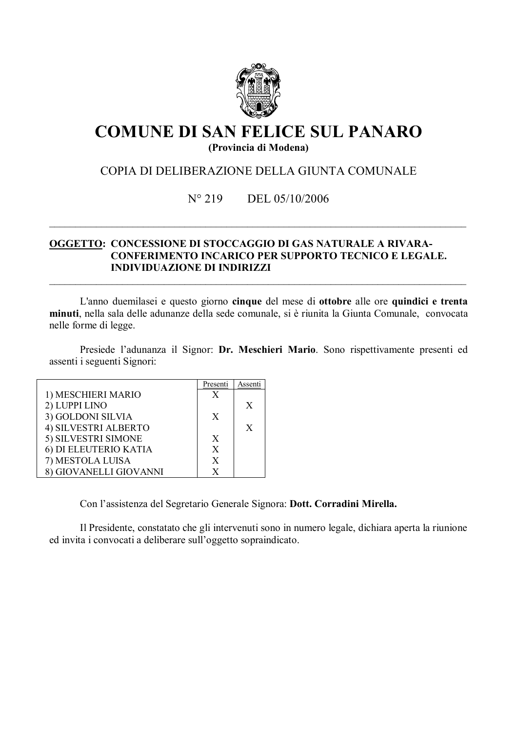# COMUNE DI SAN FELICE SUL PANARO

**(Provincia di Modena)**

COPIA DI DELIBERAZIONE DELLA GIUNTA COMUNALE

N° 219 DEL 05/10/2006

---

**OGGETTO: CONCESSIONE DI STOCCAGGIO DI GAS NATURALE A RIVARA- CONFERIMENTO INCARICO PER SUPPORTO TECNICO E LEGALE. INDIVIDUAZIONE DI INDIRIZZI**

---

L'anno duemilasei e questo giorno **cinque** del mese di **ottobre** alle ore **quindici e trenta minuti**, nella sala delle adunanze della sede comunale, si è riunita la Giunta Comunale, convocata nelle forme di legge.

Presiede l'adunanza il Signor: **Dr. Meschieri Mario**. Sono rispettivamente presenti ed assenti i seguenti Signori:

| | Presenti | Assenti |
|---|---|---|
| 1) MESCHIERI MARIO | X | |
| 2) LUPPI LINO | | X |
| 3) GOLDONI SILVIA | X | |
| 4) SILVESTRI ALBERTO | | X |
| 5) SILVESTRI SIMONE | X | |
| 6) DI ELEUTERIO KATIA | X | |
| 7) MESTOLA LUISA | X | |
| 8) GIOVANELLI GIOVANNI | X | |

Con l'assistenza del Segretario Generale Signora: **Dott. Corradini Mirella.**

Il Presidente, constatato che gli intervenuti sono in numero legale, dichiara aperta la riunione ed invita i convocati a deliberare sull'oggetto sopraindicato.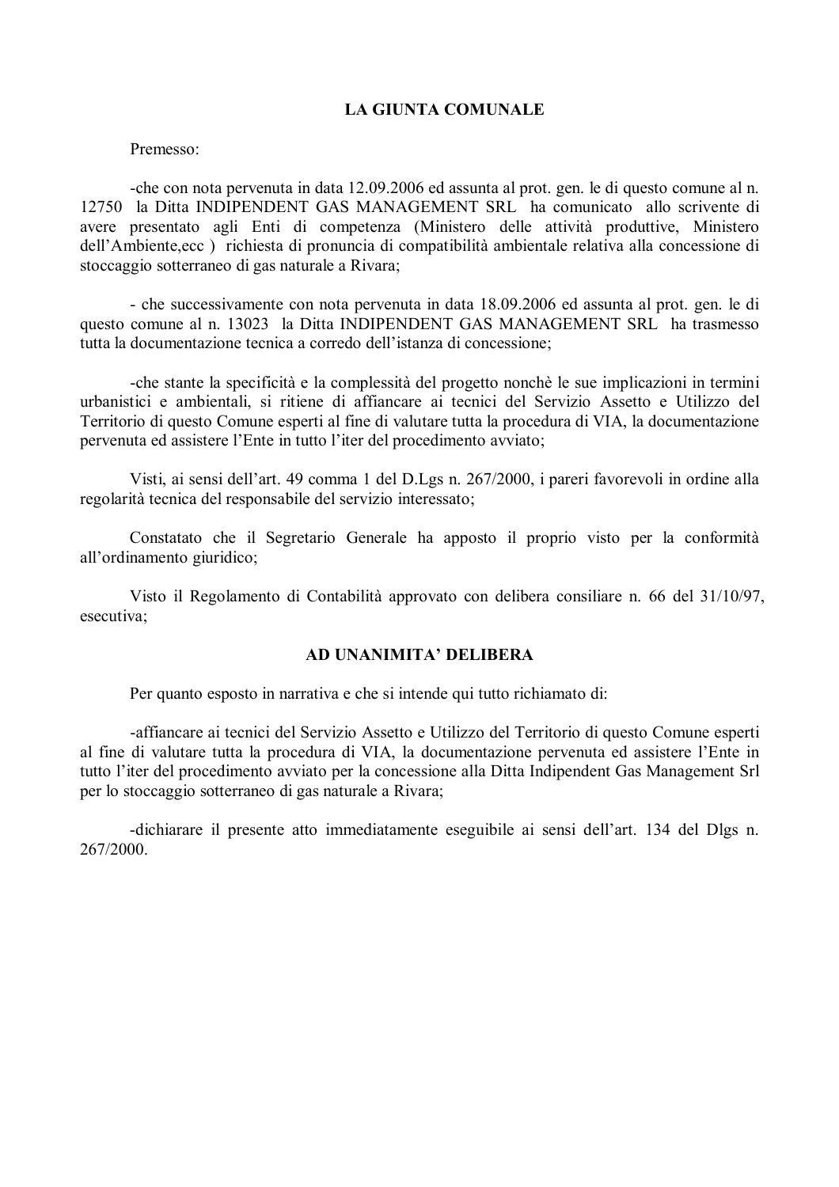**LA GIUNTA COMUNALE**

Premesso:

-che con nota pervenuta in data 12.09.2006 ed assunta al prot. gen. le di questo comune al n. 12750 la Ditta INDIPENDENT GAS MANAGEMENT SRL ha comunicato allo scrivente di avere presentato agli Enti di competenza (Ministero delle attività produttive, Ministero dell'Ambiente,ecc ) richiesta di pronuncia di compatibilità ambientale relativa alla concessione di stoccaggio sotterraneo di gas naturale a Rivara;

- che successivamente con nota pervenuta in data 18.09.2006 ed assunta al prot. gen. le di questo comune al n. 13023 la Ditta INDIPENDENT GAS MANAGEMENT SRL ha trasmesso tutta la documentazione tecnica a corredo dell'istanza di concessione;

-che stante la specificità e la complessità del progetto nonchè le sue implicazioni in termini urbanistici e ambientali, si ritiene di affiancare ai tecnici del Servizio Assetto e Utilizzo del Territorio di questo Comune esperti al fine di valutare tutta la procedura di VIA, la documentazione pervenuta ed assistere l'Ente in tutto l'iter del procedimento avviato;

Visti, ai sensi dell'art. 49 comma 1 del D.Lgs n. 267/2000, i pareri favorevoli in ordine alla regolarità tecnica del responsabile del servizio interessato;

Constatato che il Segretario Generale ha apposto il proprio visto per la conformità all'ordinamento giuridico;

Visto il Regolamento di Contabilità approvato con delibera consiliare n. 66 del 31/10/97, esecutiva;

**AD UNANIMITA' DELIBERA**

Per quanto esposto in narrativa e che si intende qui tutto richiamato di:

-affiancare ai tecnici del Servizio Assetto e Utilizzo del Territorio di questo Comune esperti al fine di valutare tutta la procedura di VIA, la documentazione pervenuta ed assistere l'Ente in tutto l'iter del procedimento avviato per la concessione alla Ditta Indipendent Gas Management Srl per lo stoccaggio sotterraneo di gas naturale a Rivara;

-dichiarare il presente atto immediatamente eseguibile ai sensi dell'art. 134 del Dlgs n. 267/2000.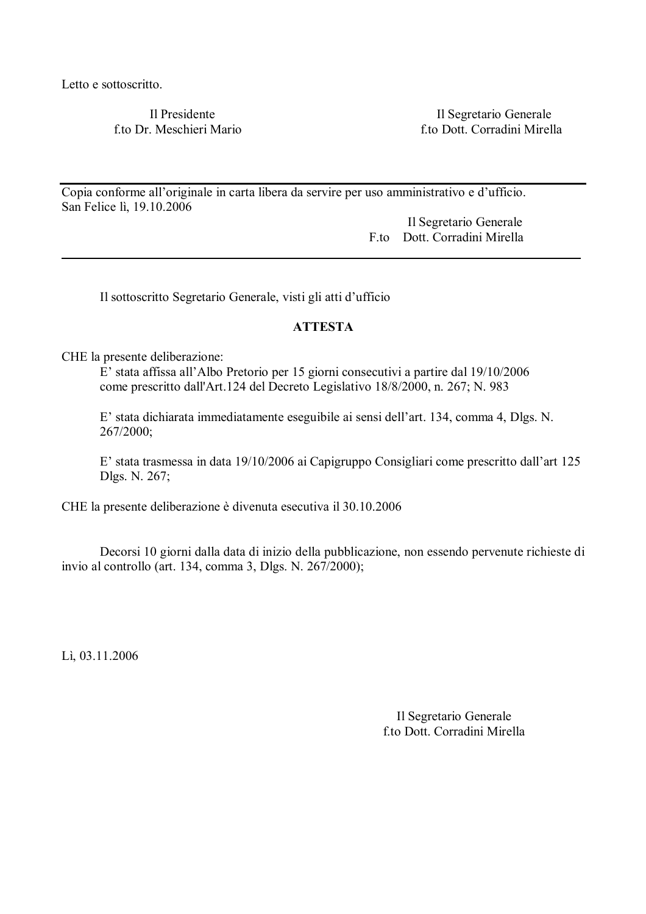Letto e sottoscritto.

Il Presidente
f.to Dr. Meschieri Mario

Il Segretario Generale
f.to Dott. Corradini Mirella

---

Copia conforme all'originale in carta libera da servire per uso amministrativo e d'ufficio.
San Felice lì, 19.10.2006

Il Segretario Generale
F.to Dott. Corradini Mirella

---

Il sottoscritto Segretario Generale, visti gli atti d'ufficio

**ATTESTA**

CHE la presente deliberazione:

E' stata affissa all'Albo Pretorio per 15 giorni consecutivi a partire dal 19/10/2006 come prescritto dall'Art.124 del Decreto Legislativo 18/8/2000, n. 267; N. 983

E' stata dichiarata immediatamente eseguibile ai sensi dell'art. 134, comma 4, Dlgs. N. 267/2000;

E' stata trasmessa in data 19/10/2006 ai Capigruppo Consigliari come prescritto dall'art 125 Dlgs. N. 267;

CHE la presente deliberazione è divenuta esecutiva il 30.10.2006

Decorsi 10 giorni dalla data di inizio della pubblicazione, non essendo pervenute richieste di invio al controllo (art. 134, comma 3, Dlgs. N. 267/2000);

Lì, 03.11.2006

Il Segretario Generale
f.to Dott. Corradini Mirella